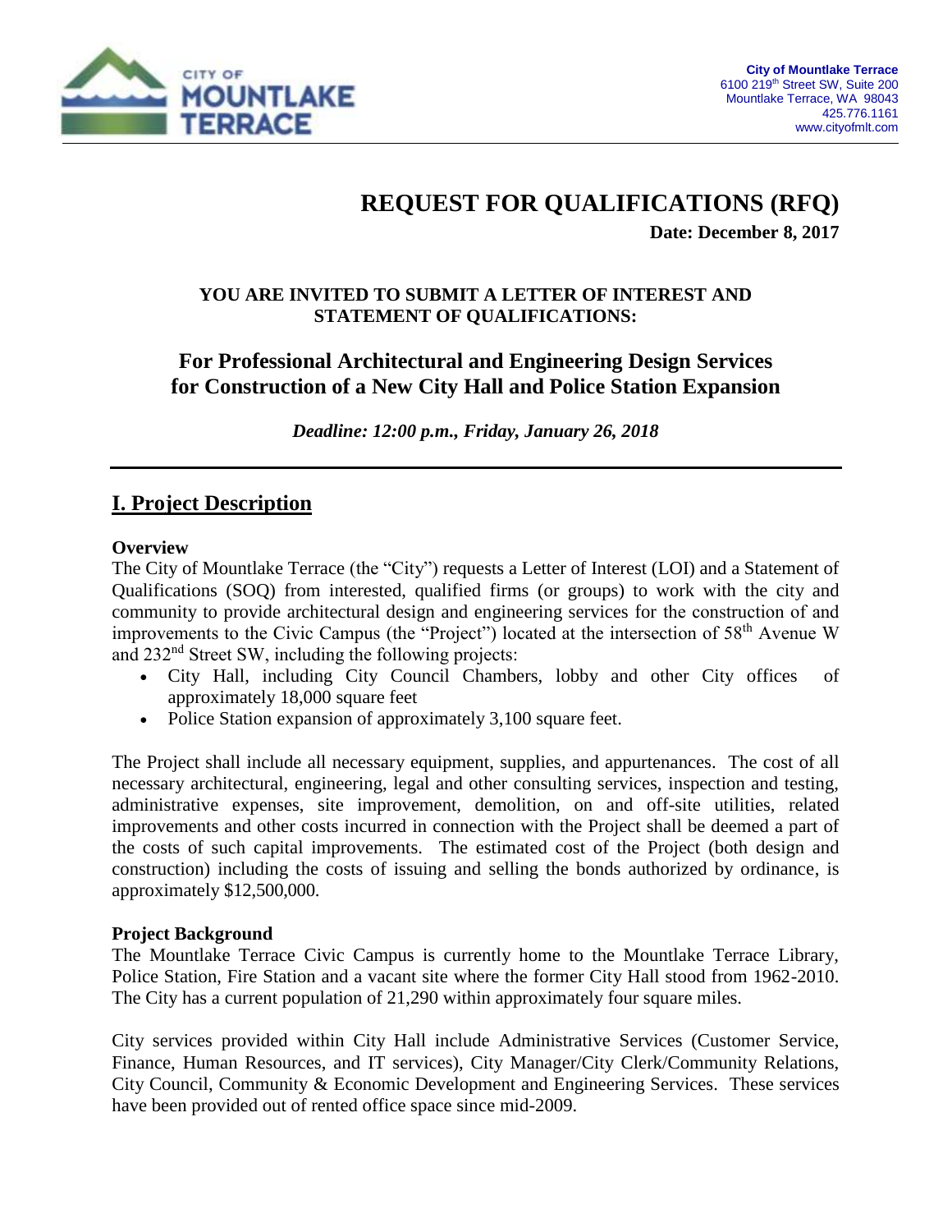**City of Mountlake Terrace**
6100 219th Street SW, Suite 200
Mountlake Terrace, WA 98043
425.776.1161
www.cityofmlt.com

# REQUEST FOR QUALIFICATIONS (RFQ)

**Date: December 8, 2017**

**YOU ARE INVITED TO SUBMIT A LETTER OF INTEREST AND STATEMENT OF QUALIFICATIONS:**

## For Professional Architectural and Engineering Design Services for Construction of a New City Hall and Police Station Expansion

***Deadline: 12:00 p.m., Friday, January 26, 2018***

---

## I. Project Description

### Overview

The City of Mountlake Terrace (the "City") requests a Letter of Interest (LOI) and a Statement of Qualifications (SOQ) from interested, qualified firms (or groups) to work with the city and community to provide architectural design and engineering services for the construction of and improvements to the Civic Campus (the "Project") located at the intersection of 58th Avenue W and 232nd Street SW, including the following projects:

- City Hall, including City Council Chambers, lobby and other City offices of approximately 18,000 square feet
- Police Station expansion of approximately 3,100 square feet.

The Project shall include all necessary equipment, supplies, and appurtenances. The cost of all necessary architectural, engineering, legal and other consulting services, inspection and testing, administrative expenses, site improvement, demolition, on and off-site utilities, related improvements and other costs incurred in connection with the Project shall be deemed a part of the costs of such capital improvements. The estimated cost of the Project (both design and construction) including the costs of issuing and selling the bonds authorized by ordinance, is approximately $12,500,000.

### Project Background

The Mountlake Terrace Civic Campus is currently home to the Mountlake Terrace Library, Police Station, Fire Station and a vacant site where the former City Hall stood from 1962-2010. The City has a current population of 21,290 within approximately four square miles.

City services provided within City Hall include Administrative Services (Customer Service, Finance, Human Resources, and IT services), City Manager/City Clerk/Community Relations, City Council, Community & Economic Development and Engineering Services. These services have been provided out of rented office space since mid-2009.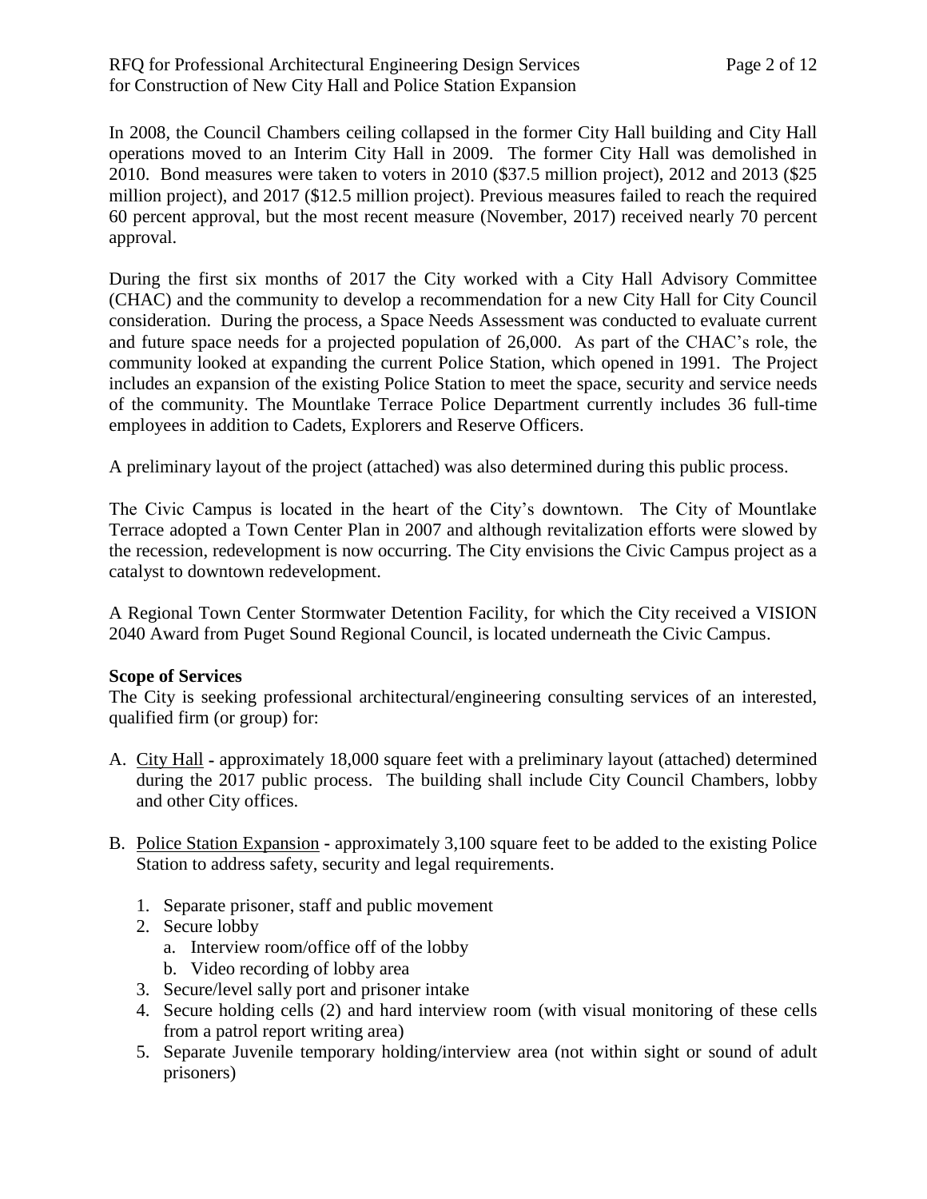In 2008, the Council Chambers ceiling collapsed in the former City Hall building and City Hall operations moved to an Interim City Hall in 2009. The former City Hall was demolished in 2010. Bond measures were taken to voters in 2010 ($37.5 million project), 2012 and 2013 ($25 million project), and 2017 ($12.5 million project). Previous measures failed to reach the required 60 percent approval, but the most recent measure (November, 2017) received nearly 70 percent approval.

During the first six months of 2017 the City worked with a City Hall Advisory Committee (CHAC) and the community to develop a recommendation for a new City Hall for City Council consideration. During the process, a Space Needs Assessment was conducted to evaluate current and future space needs for a projected population of 26,000. As part of the CHAC's role, the community looked at expanding the current Police Station, which opened in 1991. The Project includes an expansion of the existing Police Station to meet the space, security and service needs of the community. The Mountlake Terrace Police Department currently includes 36 full-time employees in addition to Cadets, Explorers and Reserve Officers.

A preliminary layout of the project (attached) was also determined during this public process.

The Civic Campus is located in the heart of the City's downtown. The City of Mountlake Terrace adopted a Town Center Plan in 2007 and although revitalization efforts were slowed by the recession, redevelopment is now occurring. The City envisions the Civic Campus project as a catalyst to downtown redevelopment.

A Regional Town Center Stormwater Detention Facility, for which the City received a VISION 2040 Award from Puget Sound Regional Council, is located underneath the Civic Campus.

**Scope of Services**

The City is seeking professional architectural/engineering consulting services of an interested, qualified firm (or group) for:

A. City Hall - approximately 18,000 square feet with a preliminary layout (attached) determined during the 2017 public process. The building shall include City Council Chambers, lobby and other City offices.

B. Police Station Expansion - approximately 3,100 square feet to be added to the existing Police Station to address safety, security and legal requirements.

1. Separate prisoner, staff and public movement
2. Secure lobby
   a. Interview room/office off of the lobby
   b. Video recording of lobby area
3. Secure/level sally port and prisoner intake
4. Secure holding cells (2) and hard interview room (with visual monitoring of these cells from a patrol report writing area)
5. Separate Juvenile temporary holding/interview area (not within sight or sound of adult prisoners)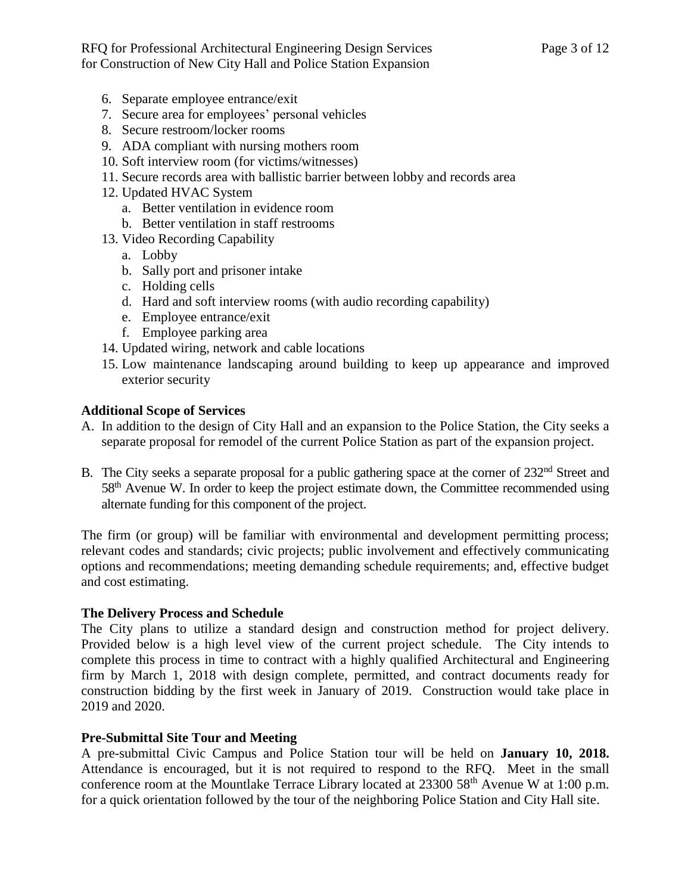6. Separate employee entrance/exit
7. Secure area for employees' personal vehicles
8. Secure restroom/locker rooms
9. ADA compliant with nursing mothers room
10. Soft interview room (for victims/witnesses)
11. Secure records area with ballistic barrier between lobby and records area
12. Updated HVAC System
    a. Better ventilation in evidence room
    b. Better ventilation in staff restrooms
13. Video Recording Capability
    a. Lobby
    b. Sally port and prisoner intake
    c. Holding cells
    d. Hard and soft interview rooms (with audio recording capability)
    e. Employee entrance/exit
    f. Employee parking area
14. Updated wiring, network and cable locations
15. Low maintenance landscaping around building to keep up appearance and improved exterior security

**Additional Scope of Services**

A. In addition to the design of City Hall and an expansion to the Police Station, the City seeks a separate proposal for remodel of the current Police Station as part of the expansion project.

B. The City seeks a separate proposal for a public gathering space at the corner of 232nd Street and 58th Avenue W. In order to keep the project estimate down, the Committee recommended using alternate funding for this component of the project.

The firm (or group) will be familiar with environmental and development permitting process; relevant codes and standards; civic projects; public involvement and effectively communicating options and recommendations; meeting demanding schedule requirements; and, effective budget and cost estimating.

**The Delivery Process and Schedule**

The City plans to utilize a standard design and construction method for project delivery. Provided below is a high level view of the current project schedule. The City intends to complete this process in time to contract with a highly qualified Architectural and Engineering firm by March 1, 2018 with design complete, permitted, and contract documents ready for construction bidding by the first week in January of 2019. Construction would take place in 2019 and 2020.

**Pre-Submittal Site Tour and Meeting**

A pre-submittal Civic Campus and Police Station tour will be held on **January 10, 2018.** Attendance is encouraged, but it is not required to respond to the RFQ. Meet in the small conference room at the Mountlake Terrace Library located at 23300 58th Avenue W at 1:00 p.m. for a quick orientation followed by the tour of the neighboring Police Station and City Hall site.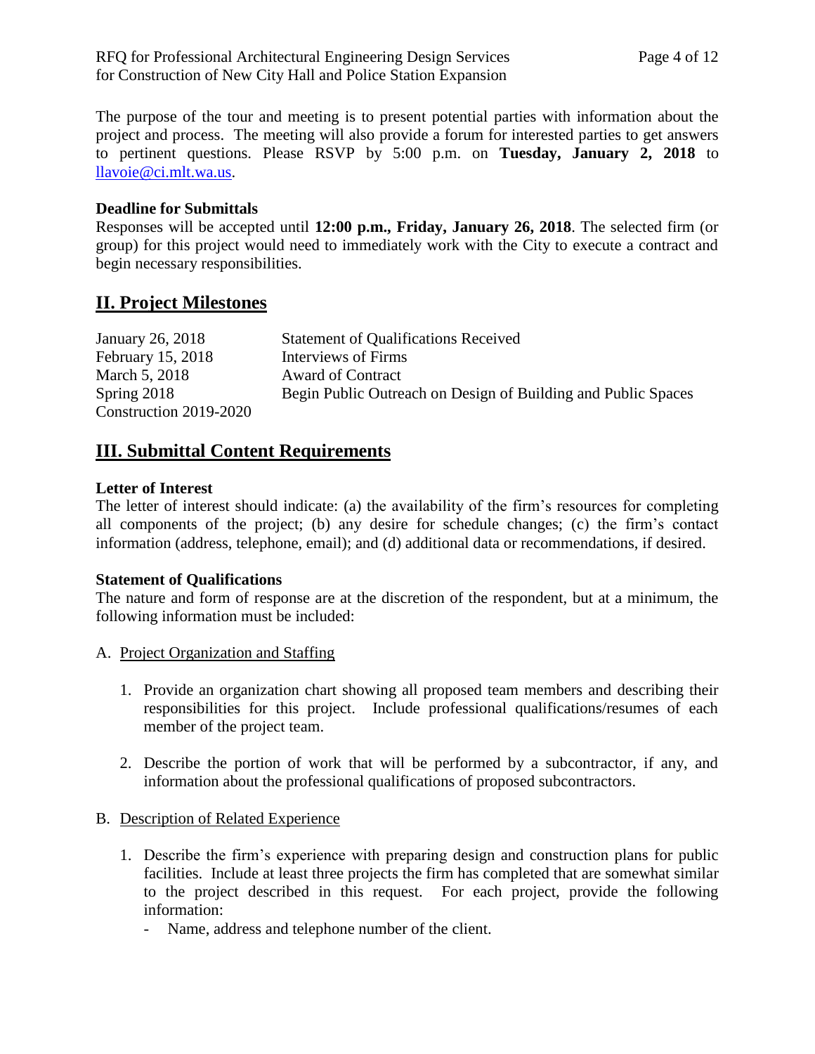The purpose of the tour and meeting is to present potential parties with information about the project and process. The meeting will also provide a forum for interested parties to get answers to pertinent questions. Please RSVP by 5:00 p.m. on **Tuesday, January 2, 2018** to llavoie@ci.mlt.wa.us.

**Deadline for Submittals**

Responses will be accepted until **12:00 p.m., Friday, January 26, 2018**. The selected firm (or group) for this project would need to immediately work with the City to execute a contract and begin necessary responsibilities.

## II. Project Milestones

| | |
|---|---|
| January 26, 2018 | Statement of Qualifications Received |
| February 15, 2018 | Interviews of Firms |
| March 5, 2018 | Award of Contract |
| Spring 2018 | Begin Public Outreach on Design of Building and Public Spaces |
| Construction 2019-2020 | |

## III. Submittal Content Requirements

**Letter of Interest**

The letter of interest should indicate: (a) the availability of the firm's resources for completing all components of the project; (b) any desire for schedule changes; (c) the firm's contact information (address, telephone, email); and (d) additional data or recommendations, if desired.

**Statement of Qualifications**

The nature and form of response are at the discretion of the respondent, but at a minimum, the following information must be included:

A. Project Organization and Staffing

1. Provide an organization chart showing all proposed team members and describing their responsibilities for this project. Include professional qualifications/resumes of each member of the project team.
2. Describe the portion of work that will be performed by a subcontractor, if any, and information about the professional qualifications of proposed subcontractors.

B. Description of Related Experience

1. Describe the firm's experience with preparing design and construction plans for public facilities. Include at least three projects the firm has completed that are somewhat similar to the project described in this request. For each project, provide the following information:
   - Name, address and telephone number of the client.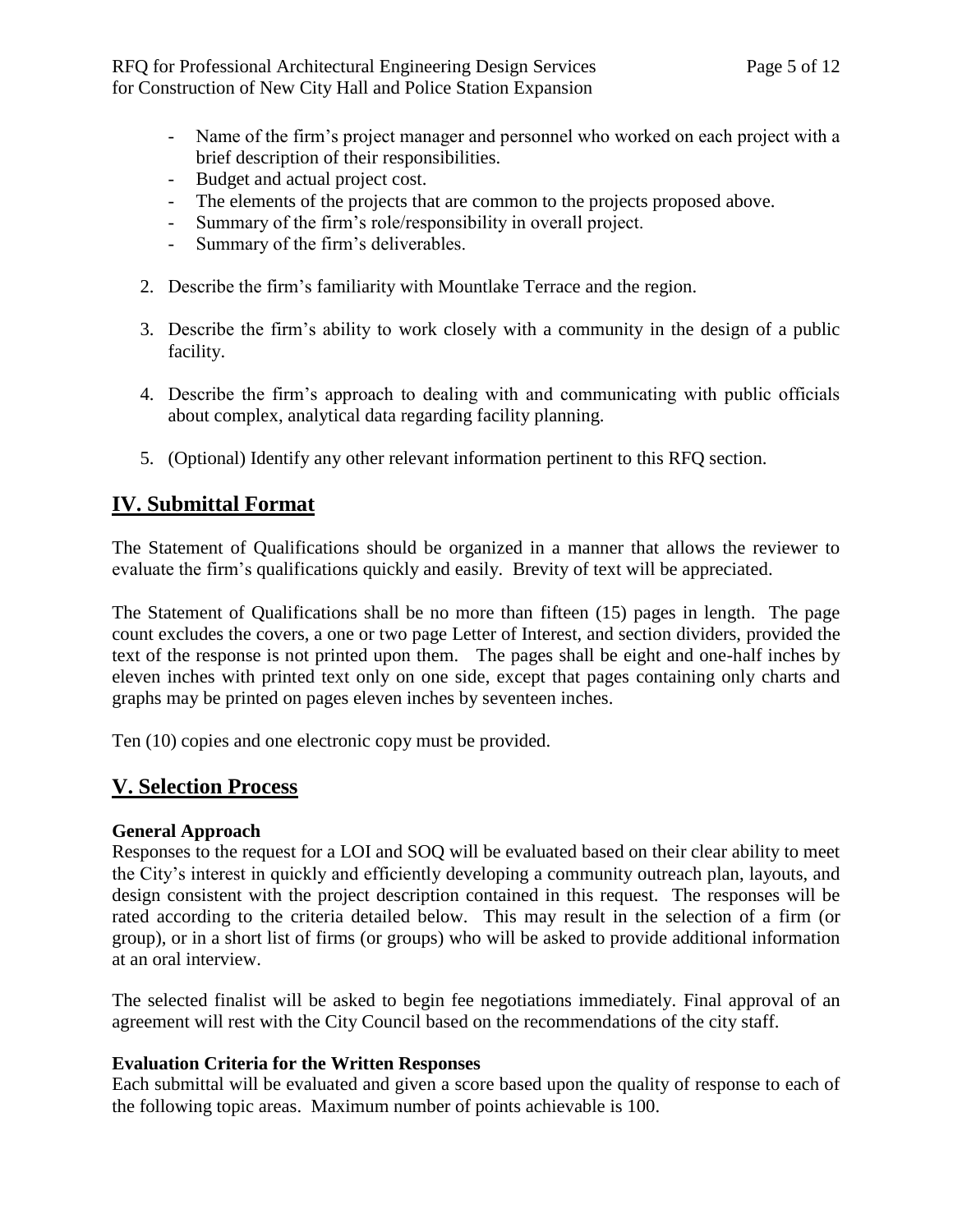- Name of the firm's project manager and personnel who worked on each project with a brief description of their responsibilities.
- Budget and actual project cost.
- The elements of the projects that are common to the projects proposed above.
- Summary of the firm's role/responsibility in overall project.
- Summary of the firm's deliverables.

2. Describe the firm's familiarity with Mountlake Terrace and the region.

3. Describe the firm's ability to work closely with a community in the design of a public facility.

4. Describe the firm's approach to dealing with and communicating with public officials about complex, analytical data regarding facility planning.

5. (Optional) Identify any other relevant information pertinent to this RFQ section.

## IV. Submittal Format

The Statement of Qualifications should be organized in a manner that allows the reviewer to evaluate the firm's qualifications quickly and easily. Brevity of text will be appreciated.

The Statement of Qualifications shall be no more than fifteen (15) pages in length. The page count excludes the covers, a one or two page Letter of Interest, and section dividers, provided the text of the response is not printed upon them. The pages shall be eight and one-half inches by eleven inches with printed text only on one side, except that pages containing only charts and graphs may be printed on pages eleven inches by seventeen inches.

Ten (10) copies and one electronic copy must be provided.

## V. Selection Process

**General Approach**

Responses to the request for a LOI and SOQ will be evaluated based on their clear ability to meet the City's interest in quickly and efficiently developing a community outreach plan, layouts, and design consistent with the project description contained in this request. The responses will be rated according to the criteria detailed below. This may result in the selection of a firm (or group), or in a short list of firms (or groups) who will be asked to provide additional information at an oral interview.

The selected finalist will be asked to begin fee negotiations immediately. Final approval of an agreement will rest with the City Council based on the recommendations of the city staff.

**Evaluation Criteria for the Written Responses**

Each submittal will be evaluated and given a score based upon the quality of response to each of the following topic areas. Maximum number of points achievable is 100.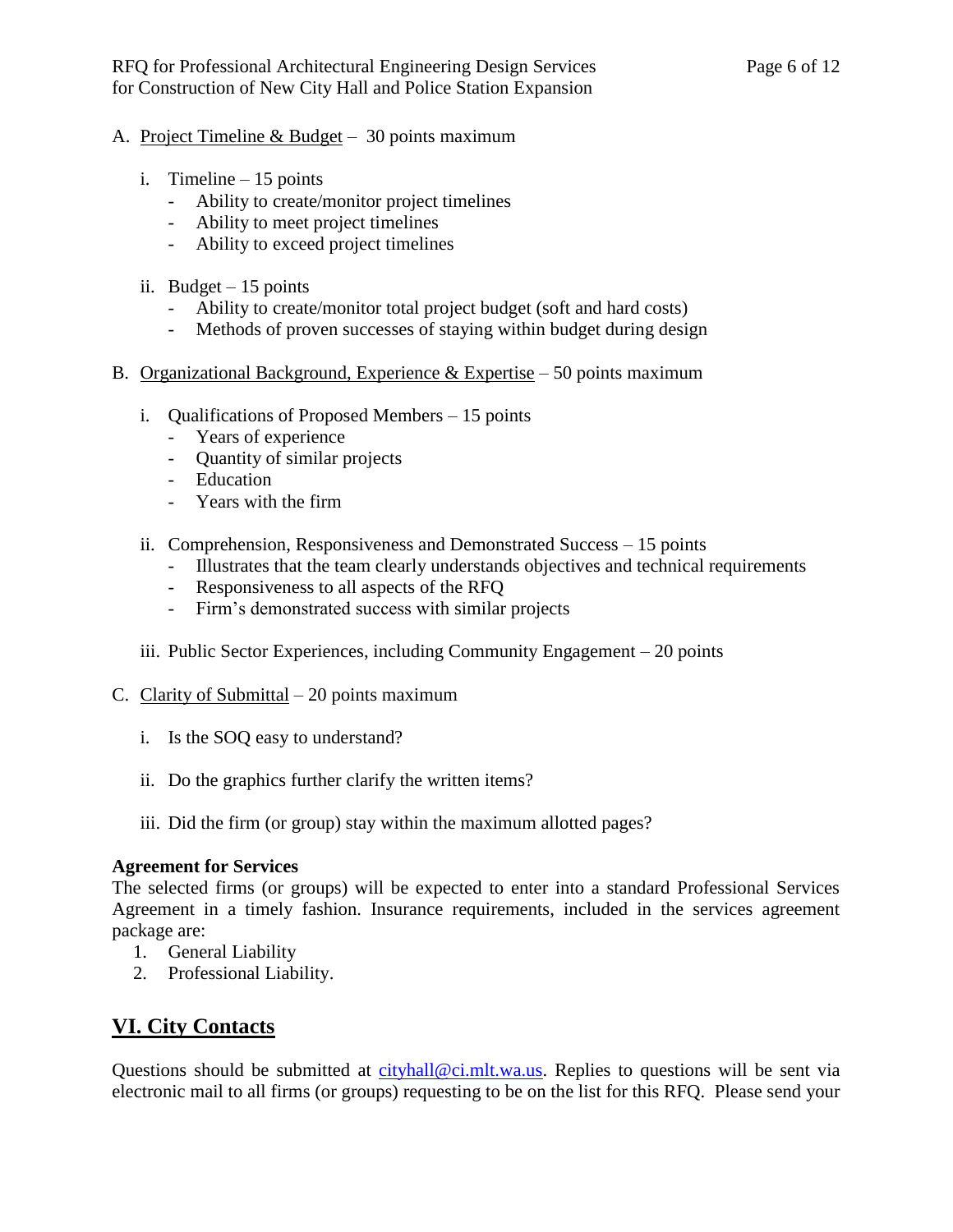A. Project Timeline & Budget – 30 points maximum

   i. Timeline – 15 points
      - Ability to create/monitor project timelines
      - Ability to meet project timelines
      - Ability to exceed project timelines

   ii. Budget – 15 points
      - Ability to create/monitor total project budget (soft and hard costs)
      - Methods of proven successes of staying within budget during design

B. Organizational Background, Experience & Expertise – 50 points maximum

   i. Qualifications of Proposed Members – 15 points
      - Years of experience
      - Quantity of similar projects
      - Education
      - Years with the firm

   ii. Comprehension, Responsiveness and Demonstrated Success – 15 points
      - Illustrates that the team clearly understands objectives and technical requirements
      - Responsiveness to all aspects of the RFQ
      - Firm's demonstrated success with similar projects

   iii. Public Sector Experiences, including Community Engagement – 20 points

C. Clarity of Submittal – 20 points maximum

   i. Is the SOQ easy to understand?

   ii. Do the graphics further clarify the written items?

   iii. Did the firm (or group) stay within the maximum allotted pages?

**Agreement for Services**

The selected firms (or groups) will be expected to enter into a standard Professional Services Agreement in a timely fashion. Insurance requirements, included in the services agreement package are:

1. General Liability
2. Professional Liability.

## VI. City Contacts

Questions should be submitted at cityhall@ci.mlt.wa.us. Replies to questions will be sent via electronic mail to all firms (or groups) requesting to be on the list for this RFQ. Please send your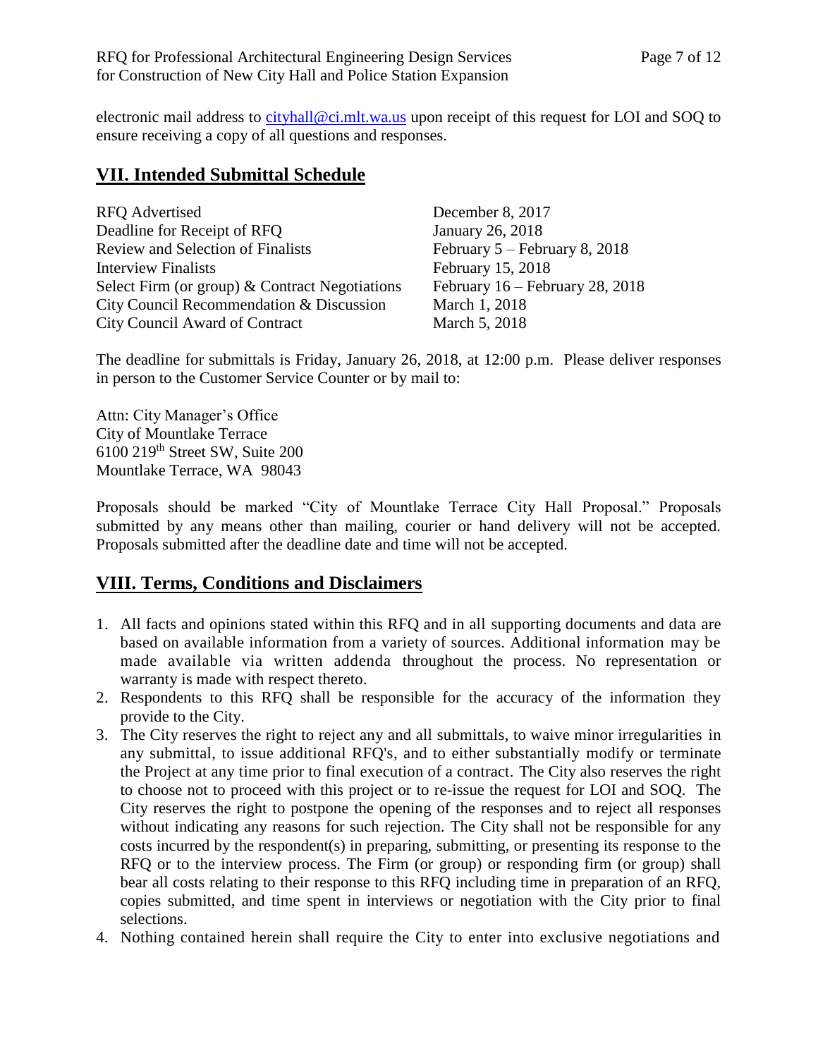electronic mail address to cityhall@ci.mlt.wa.us upon receipt of this request for LOI and SOQ to ensure receiving a copy of all questions and responses.

## VII. Intended Submittal Schedule

| | |
|---|---|
| RFQ Advertised | December 8, 2017 |
| Deadline for Receipt of RFQ | January 26, 2018 |
| Review and Selection of Finalists | February 5 – February 8, 2018 |
| Interview Finalists | February 15, 2018 |
| Select Firm (or group) & Contract Negotiations | February 16 – February 28, 2018 |
| City Council Recommendation & Discussion | March 1, 2018 |
| City Council Award of Contract | March 5, 2018 |

The deadline for submittals is Friday, January 26, 2018, at 12:00 p.m. Please deliver responses in person to the Customer Service Counter or by mail to:

Attn: City Manager's Office
City of Mountlake Terrace
6100 219th Street SW, Suite 200
Mountlake Terrace, WA 98043

Proposals should be marked "City of Mountlake Terrace City Hall Proposal." Proposals submitted by any means other than mailing, courier or hand delivery will not be accepted. Proposals submitted after the deadline date and time will not be accepted.

## VIII. Terms, Conditions and Disclaimers

1. All facts and opinions stated within this RFQ and in all supporting documents and data are based on available information from a variety of sources. Additional information may be made available via written addenda throughout the process. No representation or warranty is made with respect thereto.
2. Respondents to this RFQ shall be responsible for the accuracy of the information they provide to the City.
3. The City reserves the right to reject any and all submittals, to waive minor irregularities in any submittal, to issue additional RFQ's, and to either substantially modify or terminate the Project at any time prior to final execution of a contract. The City also reserves the right to choose not to proceed with this project or to re-issue the request for LOI and SOQ. The City reserves the right to postpone the opening of the responses and to reject all responses without indicating any reasons for such rejection. The City shall not be responsible for any costs incurred by the respondent(s) in preparing, submitting, or presenting its response to the RFQ or to the interview process. The Firm (or group) or responding firm (or group) shall bear all costs relating to their response to this RFQ including time in preparation of an RFQ, copies submitted, and time spent in interviews or negotiation with the City prior to final selections.
4. Nothing contained herein shall require the City to enter into exclusive negotiations and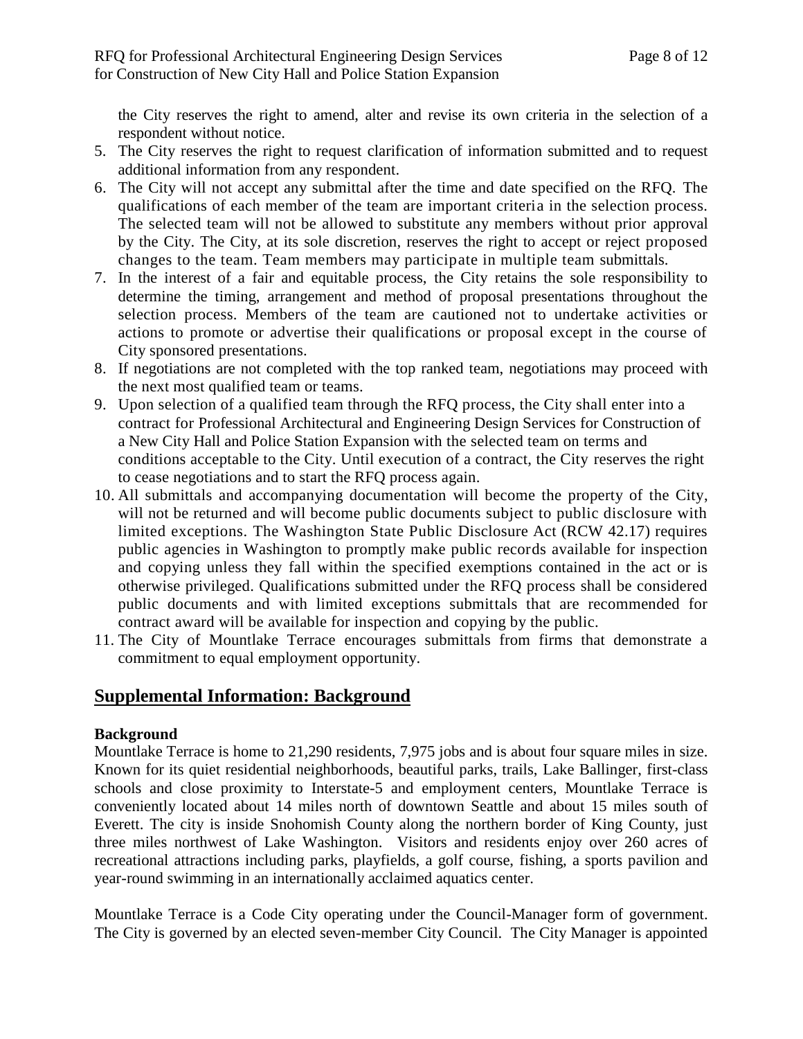the City reserves the right to amend, alter and revise its own criteria in the selection of a respondent without notice.

5. The City reserves the right to request clarification of information submitted and to request additional information from any respondent.
6. The City will not accept any submittal after the time and date specified on the RFQ. The qualifications of each member of the team are important criteria in the selection process. The selected team will not be allowed to substitute any members without prior approval by the City. The City, at its sole discretion, reserves the right to accept or reject proposed changes to the team. Team members may participate in multiple team submittals.
7. In the interest of a fair and equitable process, the City retains the sole responsibility to determine the timing, arrangement and method of proposal presentations throughout the selection process. Members of the team are cautioned not to undertake activities or actions to promote or advertise their qualifications or proposal except in the course of City sponsored presentations.
8. If negotiations are not completed with the top ranked team, negotiations may proceed with the next most qualified team or teams.
9. Upon selection of a qualified team through the RFQ process, the City shall enter into a contract for Professional Architectural and Engineering Design Services for Construction of a New City Hall and Police Station Expansion with the selected team on terms and conditions acceptable to the City. Until execution of a contract, the City reserves the right to cease negotiations and to start the RFQ process again.
10. All submittals and accompanying documentation will become the property of the City, will not be returned and will become public documents subject to public disclosure with limited exceptions. The Washington State Public Disclosure Act (RCW 42.17) requires public agencies in Washington to promptly make public records available for inspection and copying unless they fall within the specified exemptions contained in the act or is otherwise privileged. Qualifications submitted under the RFQ process shall be considered public documents and with limited exceptions submittals that are recommended for contract award will be available for inspection and copying by the public.
11. The City of Mountlake Terrace encourages submittals from firms that demonstrate a commitment to equal employment opportunity.

## Supplemental Information: Background

**Background**

Mountlake Terrace is home to 21,290 residents, 7,975 jobs and is about four square miles in size. Known for its quiet residential neighborhoods, beautiful parks, trails, Lake Ballinger, first-class schools and close proximity to Interstate-5 and employment centers, Mountlake Terrace is conveniently located about 14 miles north of downtown Seattle and about 15 miles south of Everett. The city is inside Snohomish County along the northern border of King County, just three miles northwest of Lake Washington. Visitors and residents enjoy over 260 acres of recreational attractions including parks, playfields, a golf course, fishing, a sports pavilion and year-round swimming in an internationally acclaimed aquatics center.

Mountlake Terrace is a Code City operating under the Council-Manager form of government. The City is governed by an elected seven-member City Council. The City Manager is appointed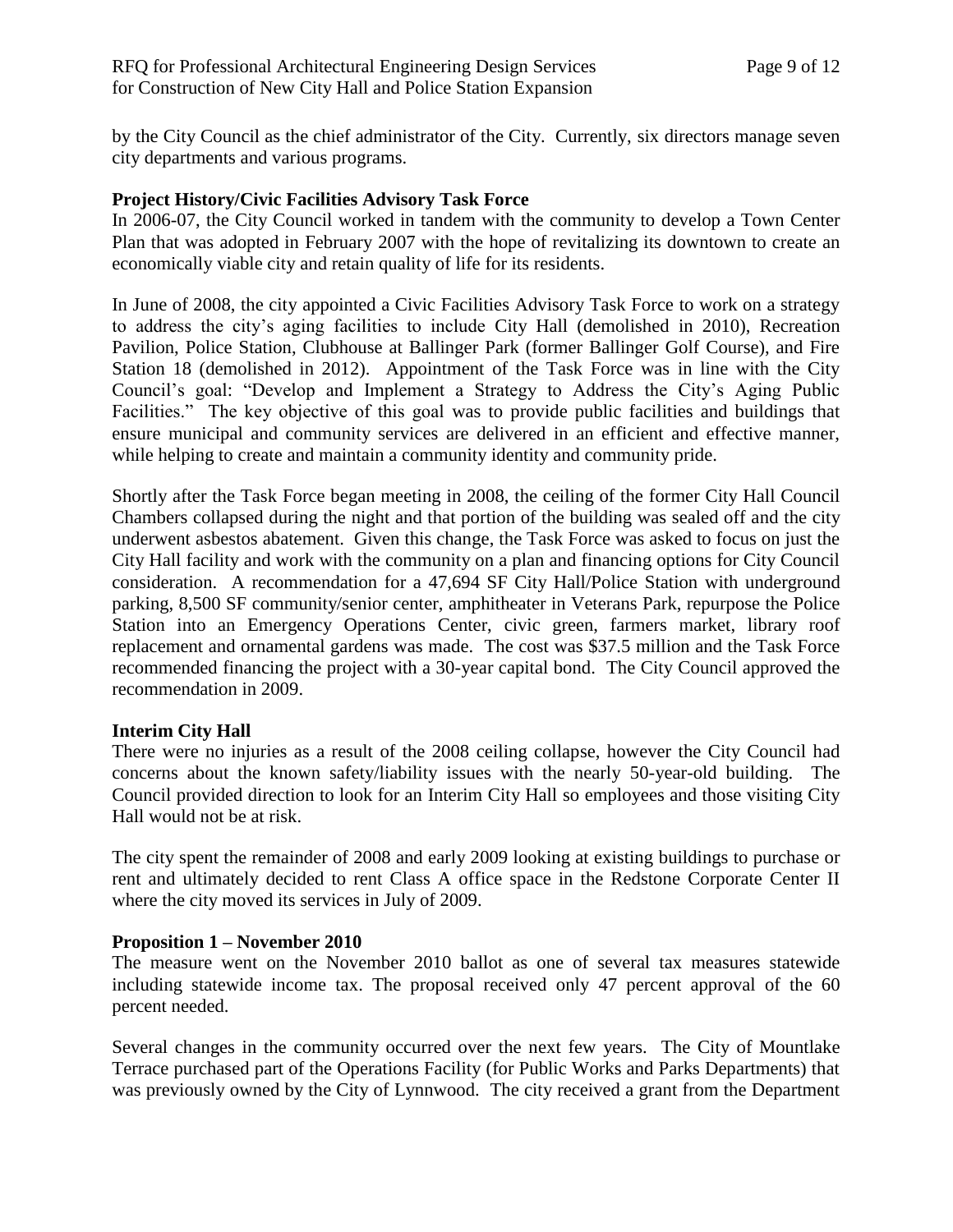by the City Council as the chief administrator of the City. Currently, six directors manage seven city departments and various programs.

**Project History/Civic Facilities Advisory Task Force**

In 2006-07, the City Council worked in tandem with the community to develop a Town Center Plan that was adopted in February 2007 with the hope of revitalizing its downtown to create an economically viable city and retain quality of life for its residents.

In June of 2008, the city appointed a Civic Facilities Advisory Task Force to work on a strategy to address the city's aging facilities to include City Hall (demolished in 2010), Recreation Pavilion, Police Station, Clubhouse at Ballinger Park (former Ballinger Golf Course), and Fire Station 18 (demolished in 2012). Appointment of the Task Force was in line with the City Council's goal: "Develop and Implement a Strategy to Address the City's Aging Public Facilities." The key objective of this goal was to provide public facilities and buildings that ensure municipal and community services are delivered in an efficient and effective manner, while helping to create and maintain a community identity and community pride.

Shortly after the Task Force began meeting in 2008, the ceiling of the former City Hall Council Chambers collapsed during the night and that portion of the building was sealed off and the city underwent asbestos abatement. Given this change, the Task Force was asked to focus on just the City Hall facility and work with the community on a plan and financing options for City Council consideration. A recommendation for a 47,694 SF City Hall/Police Station with underground parking, 8,500 SF community/senior center, amphitheater in Veterans Park, repurpose the Police Station into an Emergency Operations Center, civic green, farmers market, library roof replacement and ornamental gardens was made. The cost was $37.5 million and the Task Force recommended financing the project with a 30-year capital bond. The City Council approved the recommendation in 2009.

**Interim City Hall**

There were no injuries as a result of the 2008 ceiling collapse, however the City Council had concerns about the known safety/liability issues with the nearly 50-year-old building. The Council provided direction to look for an Interim City Hall so employees and those visiting City Hall would not be at risk.

The city spent the remainder of 2008 and early 2009 looking at existing buildings to purchase or rent and ultimately decided to rent Class A office space in the Redstone Corporate Center II where the city moved its services in July of 2009.

**Proposition 1 – November 2010**

The measure went on the November 2010 ballot as one of several tax measures statewide including statewide income tax. The proposal received only 47 percent approval of the 60 percent needed.

Several changes in the community occurred over the next few years. The City of Mountlake Terrace purchased part of the Operations Facility (for Public Works and Parks Departments) that was previously owned by the City of Lynnwood. The city received a grant from the Department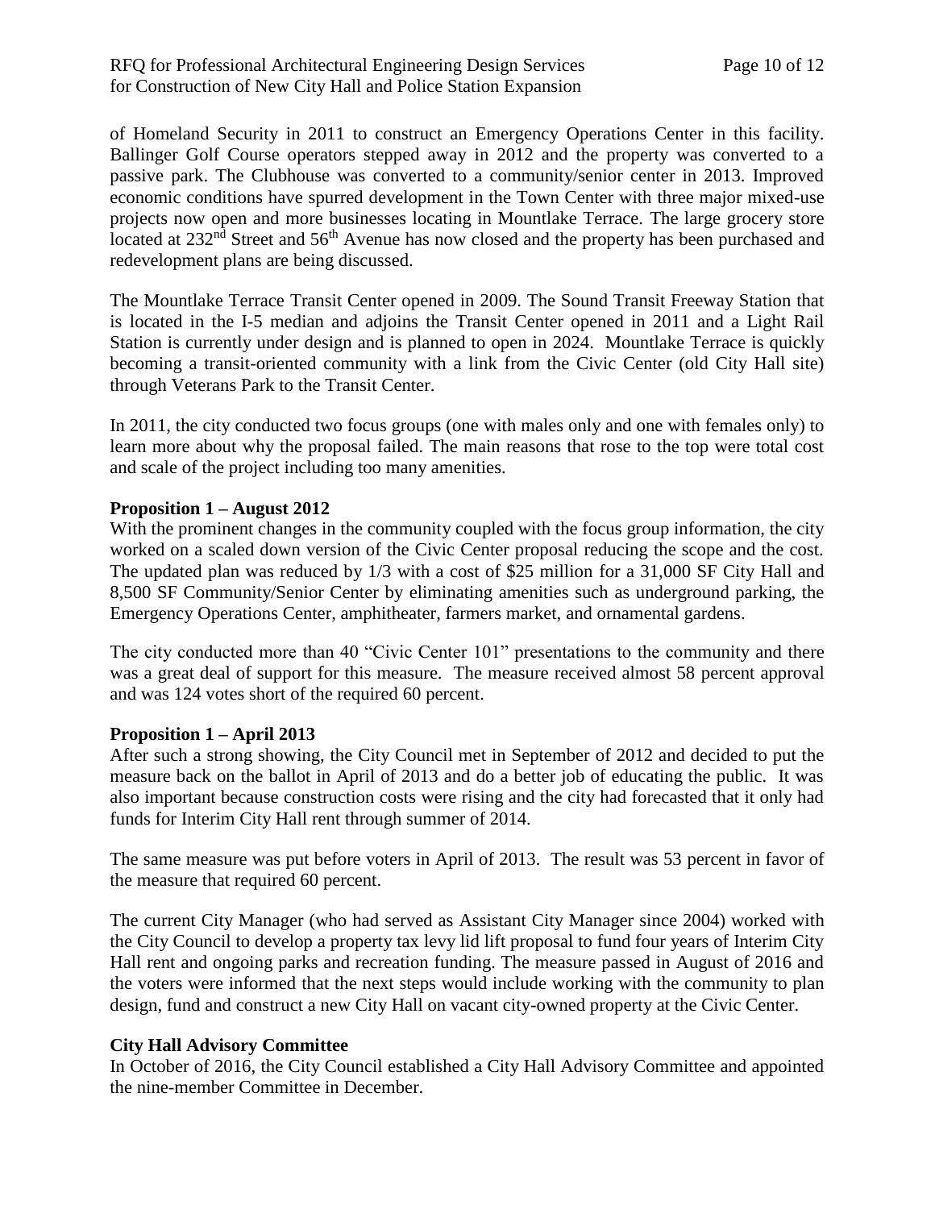of Homeland Security in 2011 to construct an Emergency Operations Center in this facility. Ballinger Golf Course operators stepped away in 2012 and the property was converted to a passive park. The Clubhouse was converted to a community/senior center in 2013. Improved economic conditions have spurred development in the Town Center with three major mixed-use projects now open and more businesses locating in Mountlake Terrace. The large grocery store located at 232nd Street and 56th Avenue has now closed and the property has been purchased and redevelopment plans are being discussed.

The Mountlake Terrace Transit Center opened in 2009. The Sound Transit Freeway Station that is located in the I-5 median and adjoins the Transit Center opened in 2011 and a Light Rail Station is currently under design and is planned to open in 2024. Mountlake Terrace is quickly becoming a transit-oriented community with a link from the Civic Center (old City Hall site) through Veterans Park to the Transit Center.

In 2011, the city conducted two focus groups (one with males only and one with females only) to learn more about why the proposal failed. The main reasons that rose to the top were total cost and scale of the project including too many amenities.

**Proposition 1 – August 2012**

With the prominent changes in the community coupled with the focus group information, the city worked on a scaled down version of the Civic Center proposal reducing the scope and the cost. The updated plan was reduced by 1/3 with a cost of $25 million for a 31,000 SF City Hall and 8,500 SF Community/Senior Center by eliminating amenities such as underground parking, the Emergency Operations Center, amphitheater, farmers market, and ornamental gardens.

The city conducted more than 40 "Civic Center 101" presentations to the community and there was a great deal of support for this measure. The measure received almost 58 percent approval and was 124 votes short of the required 60 percent.

**Proposition 1 – April 2013**

After such a strong showing, the City Council met in September of 2012 and decided to put the measure back on the ballot in April of 2013 and do a better job of educating the public. It was also important because construction costs were rising and the city had forecasted that it only had funds for Interim City Hall rent through summer of 2014.

The same measure was put before voters in April of 2013. The result was 53 percent in favor of the measure that required 60 percent.

The current City Manager (who had served as Assistant City Manager since 2004) worked with the City Council to develop a property tax levy lid lift proposal to fund four years of Interim City Hall rent and ongoing parks and recreation funding. The measure passed in August of 2016 and the voters were informed that the next steps would include working with the community to plan design, fund and construct a new City Hall on vacant city-owned property at the Civic Center.

**City Hall Advisory Committee**

In October of 2016, the City Council established a City Hall Advisory Committee and appointed the nine-member Committee in December.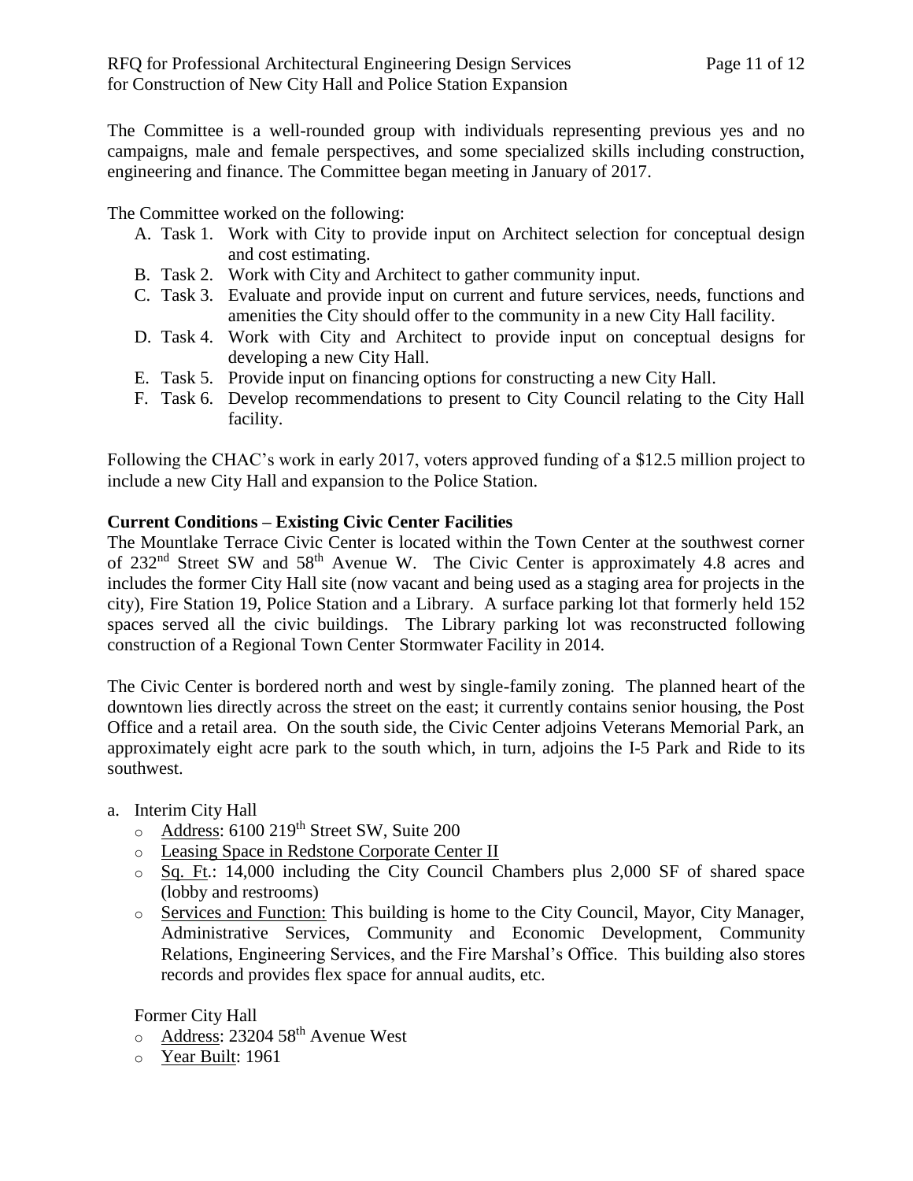The Committee is a well-rounded group with individuals representing previous yes and no campaigns, male and female perspectives, and some specialized skills including construction, engineering and finance. The Committee began meeting in January of 2017.

The Committee worked on the following:

A. Task 1. Work with City to provide input on Architect selection for conceptual design and cost estimating.
B. Task 2. Work with City and Architect to gather community input.
C. Task 3. Evaluate and provide input on current and future services, needs, functions and amenities the City should offer to the community in a new City Hall facility.
D. Task 4. Work with City and Architect to provide input on conceptual designs for developing a new City Hall.
E. Task 5. Provide input on financing options for constructing a new City Hall.
F. Task 6. Develop recommendations to present to City Council relating to the City Hall facility.

Following the CHAC's work in early 2017, voters approved funding of a $12.5 million project to include a new City Hall and expansion to the Police Station.

**Current Conditions – Existing Civic Center Facilities**

The Mountlake Terrace Civic Center is located within the Town Center at the southwest corner of 232nd Street SW and 58th Avenue W. The Civic Center is approximately 4.8 acres and includes the former City Hall site (now vacant and being used as a staging area for projects in the city), Fire Station 19, Police Station and a Library. A surface parking lot that formerly held 152 spaces served all the civic buildings. The Library parking lot was reconstructed following construction of a Regional Town Center Stormwater Facility in 2014.

The Civic Center is bordered north and west by single-family zoning. The planned heart of the downtown lies directly across the street on the east; it currently contains senior housing, the Post Office and a retail area. On the south side, the Civic Center adjoins Veterans Memorial Park, an approximately eight acre park to the south which, in turn, adjoins the I-5 Park and Ride to its southwest.

a. Interim City Hall
   - Address: 6100 219th Street SW, Suite 200
   - Leasing Space in Redstone Corporate Center II
   - Sq. Ft.: 14,000 including the City Council Chambers plus 2,000 SF of shared space (lobby and restrooms)
   - Services and Function: This building is home to the City Council, Mayor, City Manager, Administrative Services, Community and Economic Development, Community Relations, Engineering Services, and the Fire Marshal's Office. This building also stores records and provides flex space for annual audits, etc.

   Former City Hall
   - Address: 23204 58th Avenue West
   - Year Built: 1961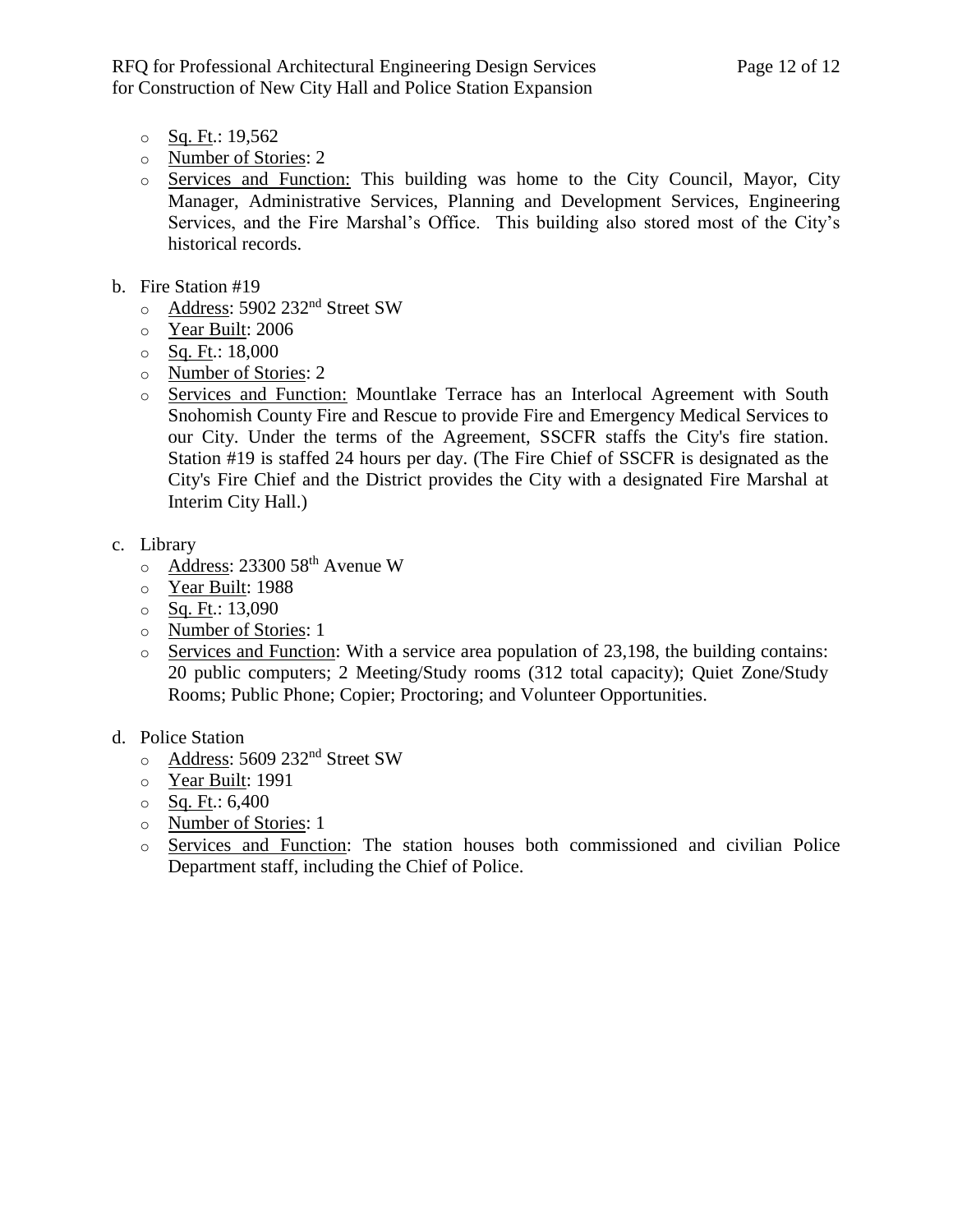- Sq. Ft.: 19,562
- Number of Stories: 2
- Services and Function: This building was home to the City Council, Mayor, City Manager, Administrative Services, Planning and Development Services, Engineering Services, and the Fire Marshal's Office. This building also stored most of the City's historical records.

b. Fire Station #19

- Address: 5902 232nd Street SW
- Year Built: 2006
- Sq. Ft.: 18,000
- Number of Stories: 2
- Services and Function: Mountlake Terrace has an Interlocal Agreement with South Snohomish County Fire and Rescue to provide Fire and Emergency Medical Services to our City. Under the terms of the Agreement, SSCFR staffs the City's fire station. Station #19 is staffed 24 hours per day. (The Fire Chief of SSCFR is designated as the City's Fire Chief and the District provides the City with a designated Fire Marshal at Interim City Hall.)

c. Library

- Address: 23300 58th Avenue W
- Year Built: 1988
- Sq. Ft.: 13,090
- Number of Stories: 1
- Services and Function: With a service area population of 23,198, the building contains: 20 public computers; 2 Meeting/Study rooms (312 total capacity); Quiet Zone/Study Rooms; Public Phone; Copier; Proctoring; and Volunteer Opportunities.

d. Police Station

- Address: 5609 232nd Street SW
- Year Built: 1991
- Sq. Ft.: 6,400
- Number of Stories: 1
- Services and Function: The station houses both commissioned and civilian Police Department staff, including the Chief of Police.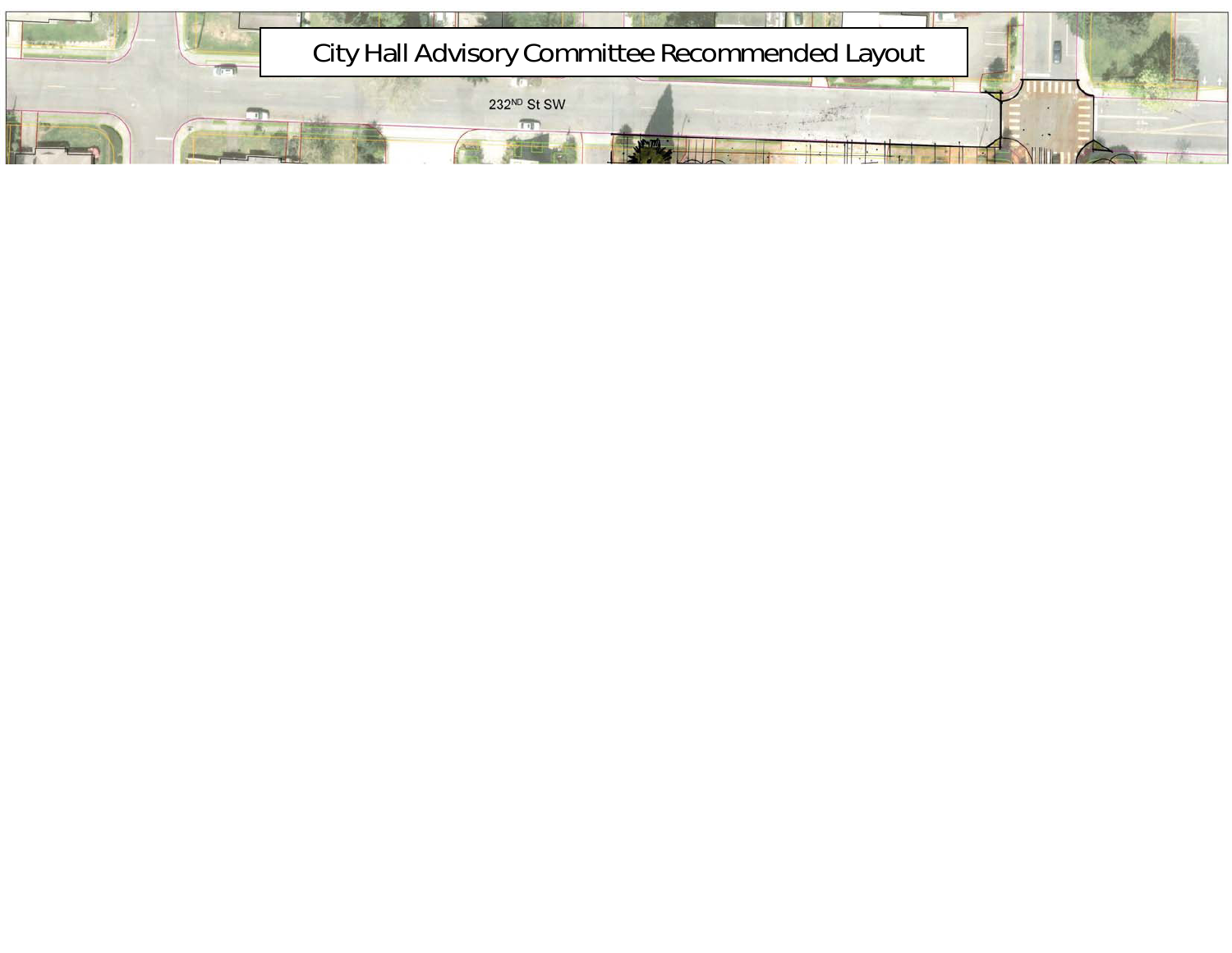City Hall Advisory Committee Recommended Layout

232ND St SW